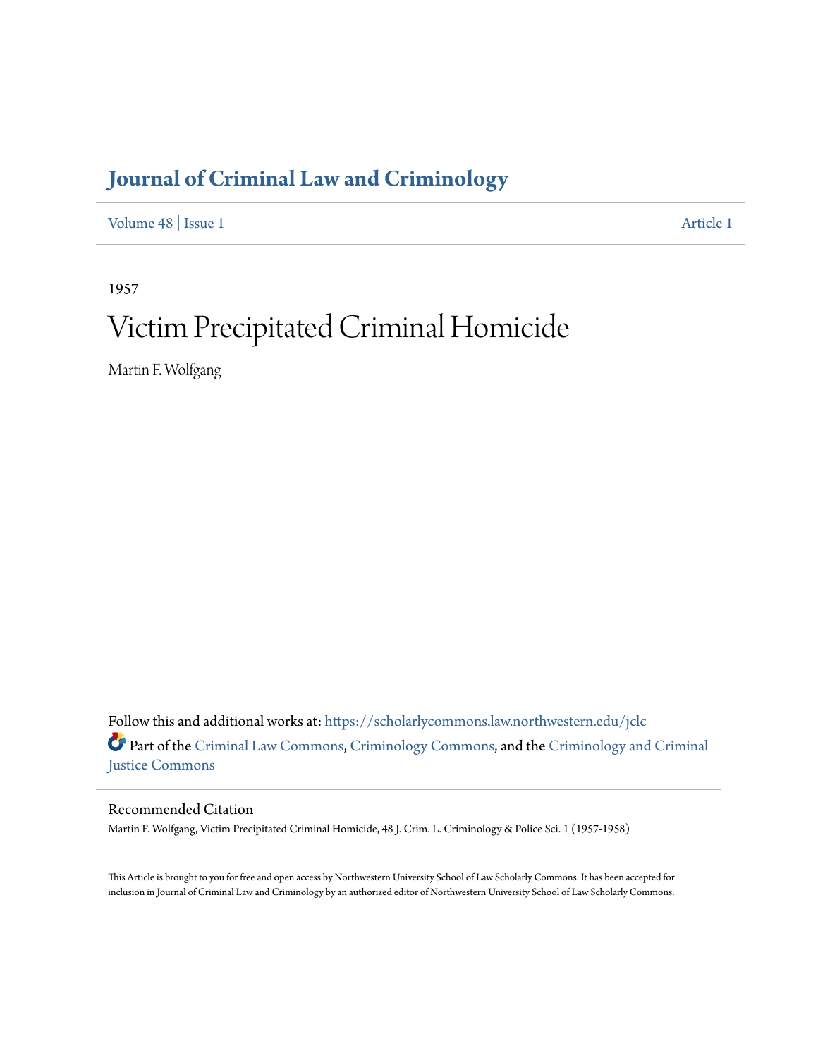# Journal of Criminal Law and Criminology

Volume 48 | Issue 1 Article 1

1957

# Victim Precipitated Criminal Homicide

Martin F. Wolfgang

Follow this and additional works at: https://scholarlycommons.law.northwestern.edu/jclc

Part of the Criminal Law Commons, Criminology Commons, and the Criminology and Criminal Justice Commons

## Recommended Citation

Martin F. Wolfgang, Victim Precipitated Criminal Homicide, 48 J. Crim. L. Criminology & Police Sci. 1 (1957-1958)

This Article is brought to you for free and open access by Northwestern University School of Law Scholarly Commons. It has been accepted for inclusion in Journal of Criminal Law and Criminology by an authorized editor of Northwestern University School of Law Scholarly Commons.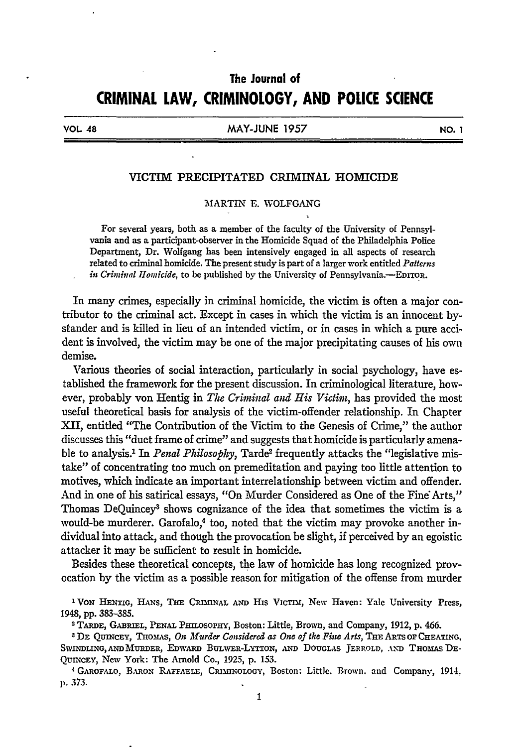# The Journal of CRIMINAL LAW, CRIMINOLOGY, AND POLICE SCIENCE

VOL. 48 MAY-JUNE 1957 NO. 1

## VICTIM PRECIPITATED CRIMINAL HOMICIDE

MARTIN E. WOLFGANG

For several years, both as a member of the faculty of the University of Pennsylvania and as a participant-observer in the Homicide Squad of the Philadelphia Police Department, Dr. Wolfgang has been intensively engaged in all aspects of research related to criminal homicide. The present study is part of a larger work entitled *Patterns in Criminal Homicide*, to be published by the University of Pennsylvania.—EDITOR.

In many crimes, especially in criminal homicide, the victim is often a major contributor to the criminal act. Except in cases in which the victim is an innocent bystander and is killed in lieu of an intended victim, or in cases in which a pure accident is involved, the victim may be one of the major precipitating causes of his own demise.

Various theories of social interaction, particularly in social psychology, have established the framework for the present discussion. In criminological literature, however, probably von Hentig in *The Criminal and His Victim*, has provided the most useful theoretical basis for analysis of the victim-offender relationship. In Chapter XII, entitled "The Contribution of the Victim to the Genesis of Crime," the author discusses this "duet frame of crime" and suggests that homicide is particularly amenable to analysis.[1] In *Penal Philosophy*, Tarde[2] frequently attacks the "legislative mistake" of concentrating too much on premeditation and paying too little attention to motives, which indicate an important interrelationship between victim and offender. And in one of his satirical essays, "On Murder Considered as One of the Fine Arts," Thomas DeQuincey[3] shows cognizance of the idea that sometimes the victim is a would-be murderer. Garofalo,[4] too, noted that the victim may provoke another individual into attack, and though the provocation be slight, if perceived by an egoistic attacker it may be sufficient to result in homicide.

Besides these theoretical concepts, the law of homicide has long recognized provocation by the victim as a possible reason for mitigation of the offense from murder

[1] VON HENTIG, HANS, THE CRIMINAL AND HIS VICTIM, New Haven: Yale University Press, 1948, pp. 383–385.

[2] TARDE, GABRIEL, PENAL PHILOSOPHY, Boston: Little, Brown, and Company, 1912, p. 466.

[3] DE QUINCEY, THOMAS, *On Murder Considered as One of the Fine Arts*, THE ARTS OF CHEATING, SWINDLING, AND MURDER, EDWARD BULWER-LYTTON, AND DOUGLAS JERROLD, AND THOMAS DE-QUINCEY, New York: The Arnold Co., 1925, p. 153.

[4] GAROFALO, BARON RAFFAELE, CRIMINOLOGY, Boston: Little. Brown. and Company, 1914, p. 373.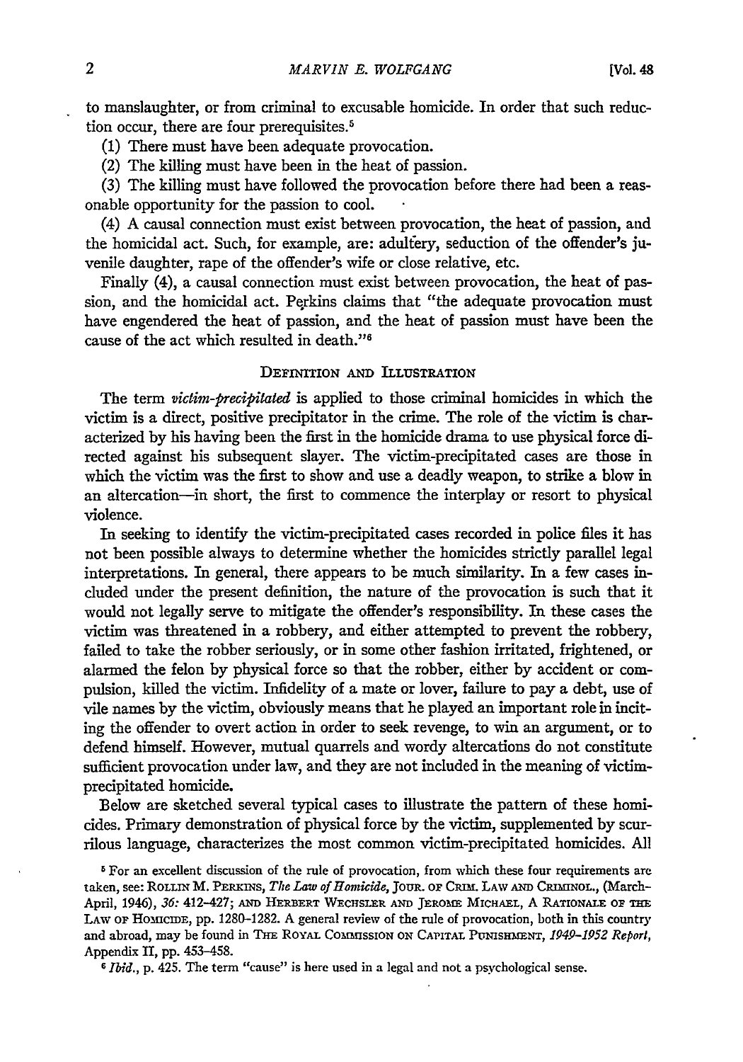to manslaughter, or from criminal to excusable homicide. In order that such reduction occur, there are four prerequisites.[5]

(1) There must have been adequate provocation.

(2) The killing must have been in the heat of passion.

(3) The killing must have followed the provocation before there had been a reasonable opportunity for the passion to cool.

(4) A causal connection must exist between provocation, the heat of passion, and the homicidal act. Such, for example, are: adultery, seduction of the offender's juvenile daughter, rape of the offender's wife or close relative, etc.

Finally (4), a causal connection must exist between provocation, the heat of passion, and the homicidal act. Perkins claims that "the adequate provocation must have engendered the heat of passion, and the heat of passion must have been the cause of the act which resulted in death."[6]

## DEFINITION AND ILLUSTRATION

The term *victim-precipitated* is applied to those criminal homicides in which the victim is a direct, positive precipitator in the crime. The role of the victim is characterized by his having been the first in the homicide drama to use physical force directed against his subsequent slayer. The victim-precipitated cases are those in which the victim was the first to show and use a deadly weapon, to strike a blow in an altercation—in short, the first to commence the interplay or resort to physical violence.

In seeking to identify the victim-precipitated cases recorded in police files it has not been possible always to determine whether the homicides strictly parallel legal interpretations. In general, there appears to be much similarity. In a few cases included under the present definition, the nature of the provocation is such that it would not legally serve to mitigate the offender's responsibility. In these cases the victim was threatened in a robbery, and either attempted to prevent the robbery, failed to take the robber seriously, or in some other fashion irritated, frightened, or alarmed the felon by physical force so that the robber, either by accident or compulsion, killed the victim. Infidelity of a mate or lover, failure to pay a debt, use of vile names by the victim, obviously means that he played an important role in inciting the offender to overt action in order to seek revenge, to win an argument, or to defend himself. However, mutual quarrels and wordy altercations do not constitute sufficient provocation under law, and they are not included in the meaning of victim-precipitated homicide.

Below are sketched several typical cases to illustrate the pattern of these homicides. Primary demonstration of physical force by the victim, supplemented by scurrilous language, characterizes the most common victim-precipitated homicides. All

[5] For an excellent discussion of the rule of provocation, from which these four requirements are taken, see: ROLLIN M. PERKINS, *The Law of Homicide*, JOUR. OF CRIM. LAW AND CRIMINOL., (March-April, 1946), *36:* 412–427; AND HERBERT WECHSLER AND JEROME MICHAEL, A RATIONALE OF THE LAW OF HOMICIDE, pp. 1280–1282. A general review of the rule of provocation, both in this country and abroad, may be found in THE ROYAL COMMISSION ON CAPITAL PUNISHMENT, *1949–1952 Report*, Appendix II, pp. 453–458.

[6] *Ibid.*, p. 425. The term "cause" is here used in a legal and not a psychological sense.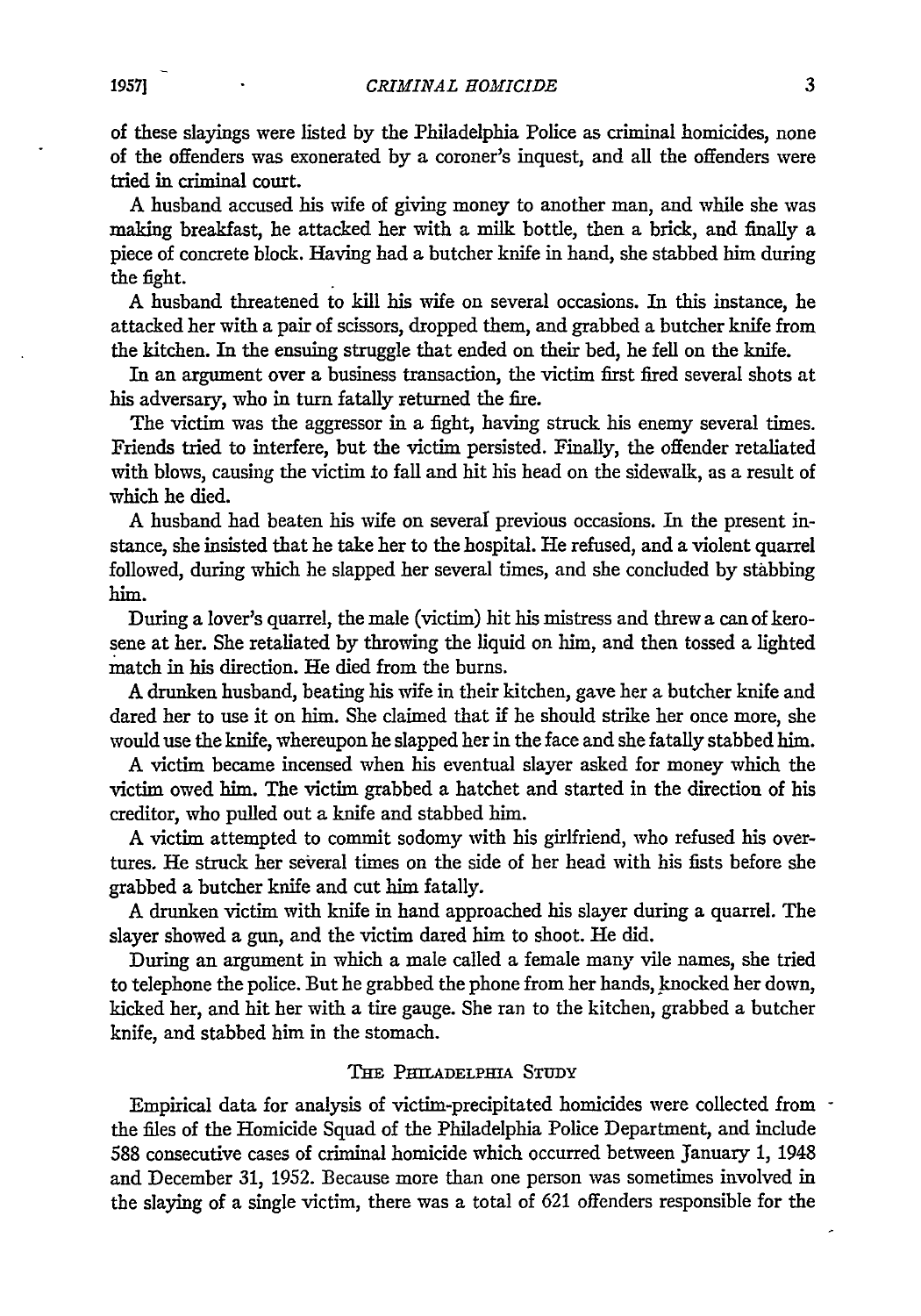of these slayings were listed by the Philadelphia Police as criminal homicides, none of the offenders was exonerated by a coroner's inquest, and all the offenders were tried in criminal court.

A husband accused his wife of giving money to another man, and while she was making breakfast, he attacked her with a milk bottle, then a brick, and finally a piece of concrete block. Having had a butcher knife in hand, she stabbed him during the fight.

A husband threatened to kill his wife on several occasions. In this instance, he attacked her with a pair of scissors, dropped them, and grabbed a butcher knife from the kitchen. In the ensuing struggle that ended on their bed, he fell on the knife.

In an argument over a business transaction, the victim first fired several shots at his adversary, who in turn fatally returned the fire.

The victim was the aggressor in a fight, having struck his enemy several times. Friends tried to interfere, but the victim persisted. Finally, the offender retaliated with blows, causing the victim to fall and hit his head on the sidewalk, as a result of which he died.

A husband had beaten his wife on several previous occasions. In the present instance, she insisted that he take her to the hospital. He refused, and a violent quarrel followed, during which he slapped her several times, and she concluded by stabbing him.

During a lover's quarrel, the male (victim) hit his mistress and threw a can of kerosene at her. She retaliated by throwing the liquid on him, and then tossed a lighted match in his direction. He died from the burns.

A drunken husband, beating his wife in their kitchen, gave her a butcher knife and dared her to use it on him. She claimed that if he should strike her once more, she would use the knife, whereupon he slapped her in the face and she fatally stabbed him.

A victim became incensed when his eventual slayer asked for money which the victim owed him. The victim grabbed a hatchet and started in the direction of his creditor, who pulled out a knife and stabbed him.

A victim attempted to commit sodomy with his girlfriend, who refused his overtures. He struck her several times on the side of her head with his fists before she grabbed a butcher knife and cut him fatally.

A drunken victim with knife in hand approached his slayer during a quarrel. The slayer showed a gun, and the victim dared him to shoot. He did.

During an argument in which a male called a female many vile names, she tried to telephone the police. But he grabbed the phone from her hands, knocked her down, kicked her, and hit her with a tire gauge. She ran to the kitchen, grabbed a butcher knife, and stabbed him in the stomach.

## The Philadelphia Study

Empirical data for analysis of victim-precipitated homicides were collected from the files of the Homicide Squad of the Philadelphia Police Department, and include 588 consecutive cases of criminal homicide which occurred between January 1, 1948 and December 31, 1952. Because more than one person was sometimes involved in the slaying of a single victim, there was a total of 621 offenders responsible for the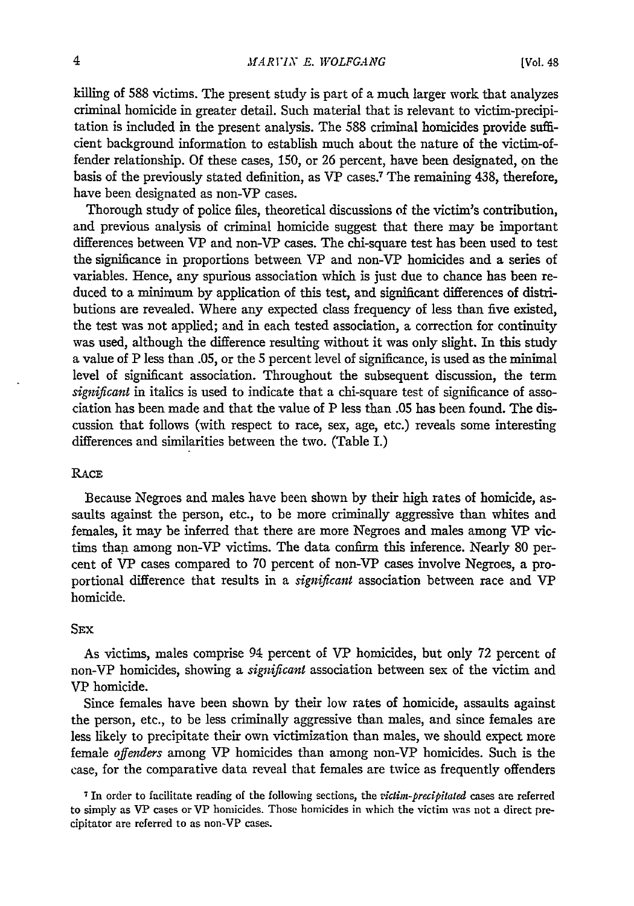killing of 588 victims. The present study is part of a much larger work that analyzes criminal homicide in greater detail. Such material that is relevant to victim-precipitation is included in the present analysis. The 588 criminal homicides provide sufficient background information to establish much about the nature of the victim-offender relationship. Of these cases, 150, or 26 percent, have been designated, on the basis of the previously stated definition, as VP cases.[7] The remaining 438, therefore, have been designated as non-VP cases.

Thorough study of police files, theoretical discussions of the victim's contribution, and previous analysis of criminal homicide suggest that there may be important differences between VP and non-VP cases. The chi-square test has been used to test the significance in proportions between VP and non-VP homicides and a series of variables. Hence, any spurious association which is just due to chance has been reduced to a minimum by application of this test, and significant differences of distributions are revealed. Where any expected class frequency of less than five existed, the test was not applied; and in each tested association, a correction for continuity was used, although the difference resulting without it was only slight. In this study a value of P less than .05, or the 5 percent level of significance, is used as the minimal level of significant association. Throughout the subsequent discussion, the term *significant* in italics is used to indicate that a chi-square test of significance of association has been made and that the value of P less than .05 has been found. The discussion that follows (with respect to race, sex, age, etc.) reveals some interesting differences and similarities between the two. (Table I.)

## Race

Because Negroes and males have been shown by their high rates of homicide, assaults against the person, etc., to be more criminally aggressive than whites and females, it may be inferred that there are more Negroes and males among VP victims than among non-VP victims. The data confirm this inference. Nearly 80 percent of VP cases compared to 70 percent of non-VP cases involve Negroes, a proportional difference that results in a *significant* association between race and VP homicide.

## Sex

As victims, males comprise 94 percent of VP homicides, but only 72 percent of non-VP homicides, showing a *significant* association between sex of the victim and VP homicide.

Since females have been shown by their low rates of homicide, assaults against the person, etc., to be less criminally aggressive than males, and since females are less likely to precipitate their own victimization than males, we should expect more female *offenders* among VP homicides than among non-VP homicides. Such is the case, for the comparative data reveal that females are twice as frequently offenders

[7] In order to facilitate reading of the following sections, the *victim-precipitated* cases are referred to simply as VP cases or VP homicides. Those homicides in which the victim was not a direct precipitator are referred to as non-VP cases.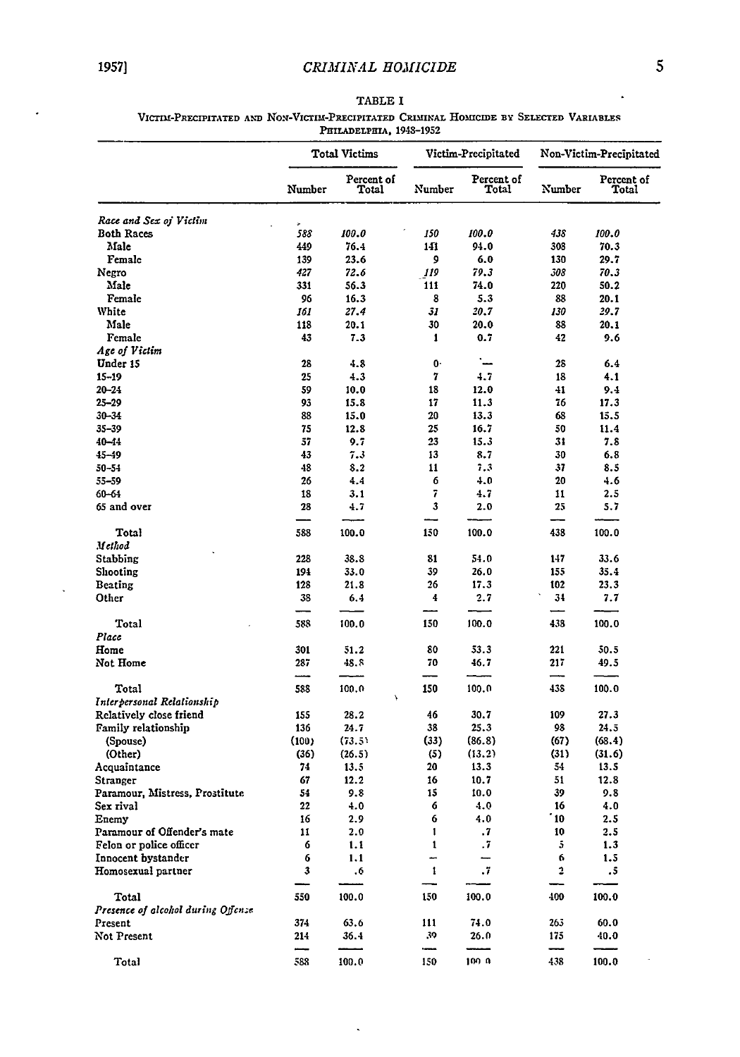TABLE I

VICTIM-PRECIPITATED AND NON-VICTIM-PRECIPITATED CRIMINAL HOMICIDE BY SELECTED VARIABLES
PHILADELPHIA, 1948–1952

| | Total Victims | | Victim-Precipitated | | Non-Victim-Precipitated | |
|---|---|---|---|---|---|---|
| | Number | Percent of Total | Number | Percent of Total | Number | Percent of Total |
| *Race and Sex of Victim* | | | | | | |
| Both Races | *588* | *100.0* | *150* | *100.0* | *438* | *100.0* |
| Male | 449 | 76.4 | 141 | 94.0 | 308 | 70.3 |
| Female | 139 | 23.6 | 9 | 6.0 | 130 | 29.7 |
| Negro | *427* | *72.6* | *119* | *79.3* | *308* | *70.3* |
| Male | 331 | 56.3 | 111 | 74.0 | 220 | 50.2 |
| Female | 96 | 16.3 | 8 | 5.3 | 88 | 20.1 |
| White | *161* | *27.4* | *31* | *20.7* | *130* | *29.7* |
| Male | 118 | 20.1 | 30 | 20.0 | 88 | 20.1 |
| Female | 43 | 7.3 | 1 | 0.7 | 42 | 9.6 |
| *Age of Victim* | | | | | | |
| Under 15 | 28 | 4.8 | 0 | — | 28 | 6.4 |
| 15–19 | 25 | 4.3 | 7 | 4.7 | 18 | 4.1 |
| 20–24 | 59 | 10.0 | 18 | 12.0 | 41 | 9.4 |
| 25–29 | 93 | 15.8 | 17 | 11.3 | 76 | 17.3 |
| 30–34 | 88 | 15.0 | 20 | 13.3 | 68 | 15.5 |
| 35–39 | 75 | 12.8 | 25 | 16.7 | 50 | 11.4 |
| 40–44 | 57 | 9.7 | 23 | 15.3 | 34 | 7.8 |
| 45–49 | 43 | 7.3 | 13 | 8.7 | 30 | 6.8 |
| 50–54 | 48 | 8.2 | 11 | 7.3 | 37 | 8.5 |
| 55–59 | 26 | 4.4 | 6 | 4.0 | 20 | 4.6 |
| 60–64 | 18 | 3.1 | 7 | 4.7 | 11 | 2.5 |
| 65 and over | 28 | 4.7 | 3 | 2.0 | 25 | 5.7 |
| Total | 588 | 100.0 | 150 | 100.0 | 438 | 100.0 |
| *Method* | | | | | | |
| Stabbing | 228 | 38.8 | 81 | 54.0 | 147 | 33.6 |
| Shooting | 194 | 33.0 | 39 | 26.0 | 155 | 35.4 |
| Beating | 128 | 21.8 | 26 | 17.3 | 102 | 23.3 |
| Other | 38 | 6.4 | 4 | 2.7 | 34 | 7.7 |
| Total | 588 | 100.0 | 150 | 100.0 | 438 | 100.0 |
| *Place* | | | | | | |
| Home | 301 | 51.2 | 80 | 53.3 | 221 | 50.5 |
| Not Home | 287 | 48.8 | 70 | 46.7 | 217 | 49.5 |
| Total | 588 | 100.0 | 150 | 100.0 | 438 | 100.0 |
| *Interpersonal Relationship* | | | | | | |
| Relatively close friend | 155 | 28.2 | 46 | 30.7 | 109 | 27.3 |
| Family relationship | 136 | 24.7 | 38 | 25.3 | 98 | 24.5 |
| (Spouse) | (100) | (73.5) | (33) | (86.8) | (67) | (68.4) |
| (Other) | (36) | (26.5) | (5) | (13.2) | (31) | (31.6) |
| Acquaintance | 74 | 13.5 | 20 | 13.3 | 54 | 13.5 |
| Stranger | 67 | 12.2 | 16 | 10.7 | 51 | 12.8 |
| Paramour, Mistress, Prostitute | 54 | 9.8 | 15 | 10.0 | 39 | 9.8 |
| Sex rival | 22 | 4.0 | 6 | 4.0 | 16 | 4.0 |
| Enemy | 16 | 2.9 | 6 | 4.0 | 10 | 2.5 |
| Paramour of Offender's mate | 11 | 2.0 | 1 | .7 | 10 | 2.5 |
| Felon or police officer | 6 | 1.1 | 1 | .7 | 5 | 1.3 |
| Innocent bystander | 6 | 1.1 | — | — | 6 | 1.5 |
| Homosexual partner | 3 | .6 | 1 | .7 | 2 | .5 |
| Total | 550 | 100.0 | 150 | 100.0 | 400 | 100.0 |
| *Presence of alcohol during Offense* | | | | | | |
| Present | 374 | 63.6 | 111 | 74.0 | 263 | 60.0 |
| Not Present | 214 | 36.4 | 39 | 26.0 | 175 | 40.0 |
| Total | 588 | 100.0 | 150 | 100.0 | 438 | 100.0 |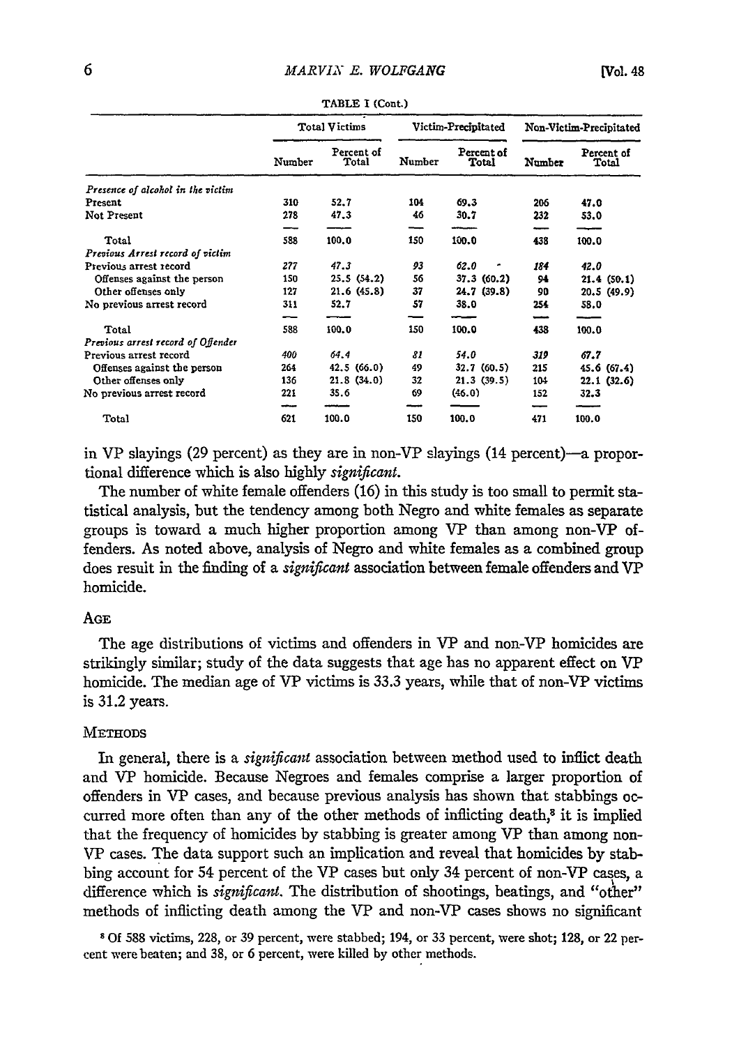TABLE I (Cont.)

| | Total Victims | | Victim-Precipitated | | Non-Victim-Precipitated | |
|---|---|---|---|---|---|---|
| | Number | Percent of Total | Number | Percent of Total | Number | Percent of Total |
| *Presence of alcohol in the victim* | | | | | | |
| Present | 310 | 52.7 | 104 | 69.3 | 206 | 47.0 |
| Not Present | 278 | 47.3 | 46 | 30.7 | 232 | 53.0 |
| Total | 588 | 100.0 | 150 | 100.0 | 438 | 100.0 |
| *Previous Arrest record of victim* | | | | | | |
| Previous arrest record | 277 | 47.3 | 93 | 62.0 | 184 | 42.0 |
| Offenses against the person | 150 | 25.5 (54.2) | 56 | 37.3 (60.2) | 94 | 21.4 (50.1) |
| Other offenses only | 127 | 21.6 (45.8) | 37 | 24.7 (39.8) | 90 | 20.5 (49.9) |
| No previous arrest record | 311 | 52.7 | 57 | 38.0 | 254 | 58.0 |
| Total | 588 | 100.0 | 150 | 100.0 | 438 | 100.0 |
| *Previous arrest record of Offender* | | | | | | |
| Previous arrest record | 400 | 64.4 | 81 | 54.0 | 319 | 67.7 |
| Offenses against the person | 264 | 42.5 (66.0) | 49 | 32.7 (60.5) | 215 | 45.6 (67.4) |
| Other offenses only | 136 | 21.8 (34.0) | 32 | 21.3 (39.5) | 104 | 22.1 (32.6) |
| No previous arrest record | 221 | 35.6 | 69 | (46.0) | 152 | 32.3 |
| Total | 621 | 100.0 | 150 | 100.0 | 471 | 100.0 |

in VP slayings (29 percent) as they are in non-VP slayings (14 percent)—a proportional difference which is also highly *significant.*

The number of white female offenders (16) in this study is too small to permit statistical analysis, but the tendency among both Negro and white females as separate groups is toward a much higher proportion among VP than among non-VP offenders. As noted above, analysis of Negro and white females as a combined group does result in the finding of a *significant* association between female offenders and VP homicide.

## Age

The age distributions of victims and offenders in VP and non-VP homicides are strikingly similar; study of the data suggests that age has no apparent effect on VP homicide. The median age of VP victims is 33.3 years, while that of non-VP victims is 31.2 years.

## Methods

In general, there is a *significant* association between method used to inflict death and VP homicide. Because Negroes and females comprise a larger proportion of offenders in VP cases, and because previous analysis has shown that stabbings occurred more often than any of the other methods of inflicting death,[8] it is implied that the frequency of homicides by stabbing is greater among VP than among non-VP cases. The data support such an implication and reveal that homicides by stabbing account for 54 percent of the VP cases but only 34 percent of non-VP cases, a difference which is *significant.* The distribution of shootings, beatings, and "other" methods of inflicting death among the VP and non-VP cases shows no significant

[8] Of 588 victims, 228, or 39 percent, were stabbed; 194, or 33 percent, were shot; 128, or 22 percent were beaten; and 38, or 6 percent, were killed by other methods.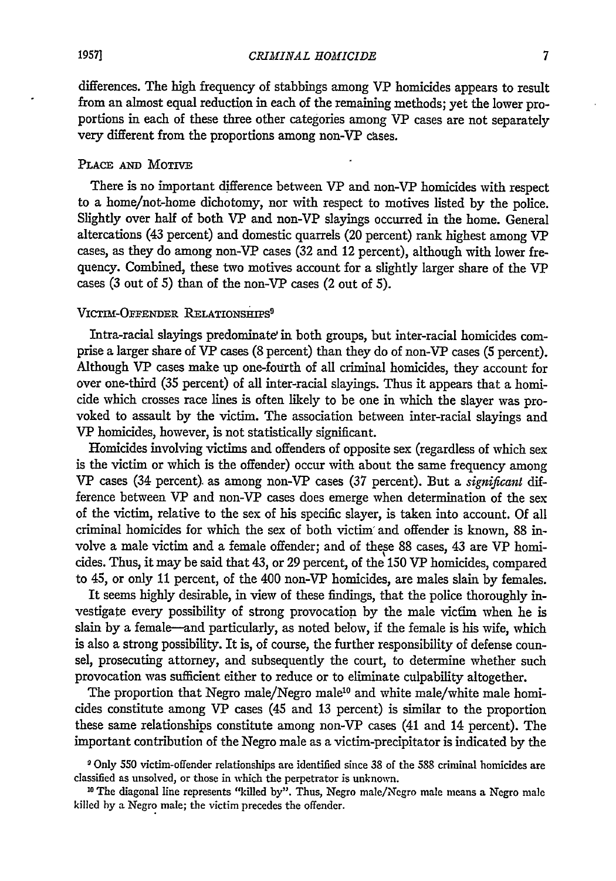differences. The high frequency of stabbings among VP homicides appears to result from an almost equal reduction in each of the remaining methods; yet the lower proportions in each of these three other categories among VP cases are not separately very different from the proportions among non-VP cases.

### Place and Motive

There is no important difference between VP and non-VP homicides with respect to a home/not-home dichotomy, nor with respect to motives listed by the police. Slightly over half of both VP and non-VP slayings occurred in the home. General altercations (43 percent) and domestic quarrels (20 percent) rank highest among VP cases, as they do among non-VP cases (32 and 12 percent), although with lower frequency. Combined, these two motives account for a slightly larger share of the VP cases (3 out of 5) than of the non-VP cases (2 out of 5).

### Victim-Offender Relationships[9]

Intra-racial slayings predominate in both groups, but inter-racial homicides comprise a larger share of VP cases (8 percent) than they do of non-VP cases (5 percent). Although VP cases make up one-fourth of all criminal homicides, they account for over one-third (35 percent) of all inter-racial slayings. Thus it appears that a homicide which crosses race lines is often likely to be one in which the slayer was provoked to assault by the victim. The association between inter-racial slayings and VP homicides, however, is not statistically significant.

Homicides involving victims and offenders of opposite sex (regardless of which sex is the victim or which is the offender) occur with about the same frequency among VP cases (34 percent) as among non-VP cases (37 percent). But a *significant* difference between VP and non-VP cases does emerge when determination of the sex of the victim, relative to the sex of his specific slayer, is taken into account. Of all criminal homicides for which the sex of both victim and offender is known, 88 involve a male victim and a female offender; and of these 88 cases, 43 are VP homicides. Thus, it may be said that 43, or 29 percent, of the 150 VP homicides, compared to 45, or only 11 percent, of the 400 non-VP homicides, are males slain by females.

It seems highly desirable, in view of these findings, that the police thoroughly investigate every possibility of strong provocation by the male victim when he is slain by a female—and particularly, as noted below, if the female is his wife, which is also a strong possibility. It is, of course, the further responsibility of defense counsel, prosecuting attorney, and subsequently the court, to determine whether such provocation was sufficient either to reduce or to eliminate culpability altogether.

The proportion that Negro male/Negro male[10] and white male/white male homicides constitute among VP cases (45 and 13 percent) is similar to the proportion these same relationships constitute among non-VP cases (41 and 14 percent). The important contribution of the Negro male as a victim-precipitator is indicated by the

[9] Only 550 victim-offender relationships are identified since 38 of the 588 criminal homicides are classified as unsolved, or those in which the perpetrator is unknown.

[10] The diagonal line represents "killed by". Thus, Negro male/Negro male means a Negro male killed by a Negro male; the victim precedes the offender.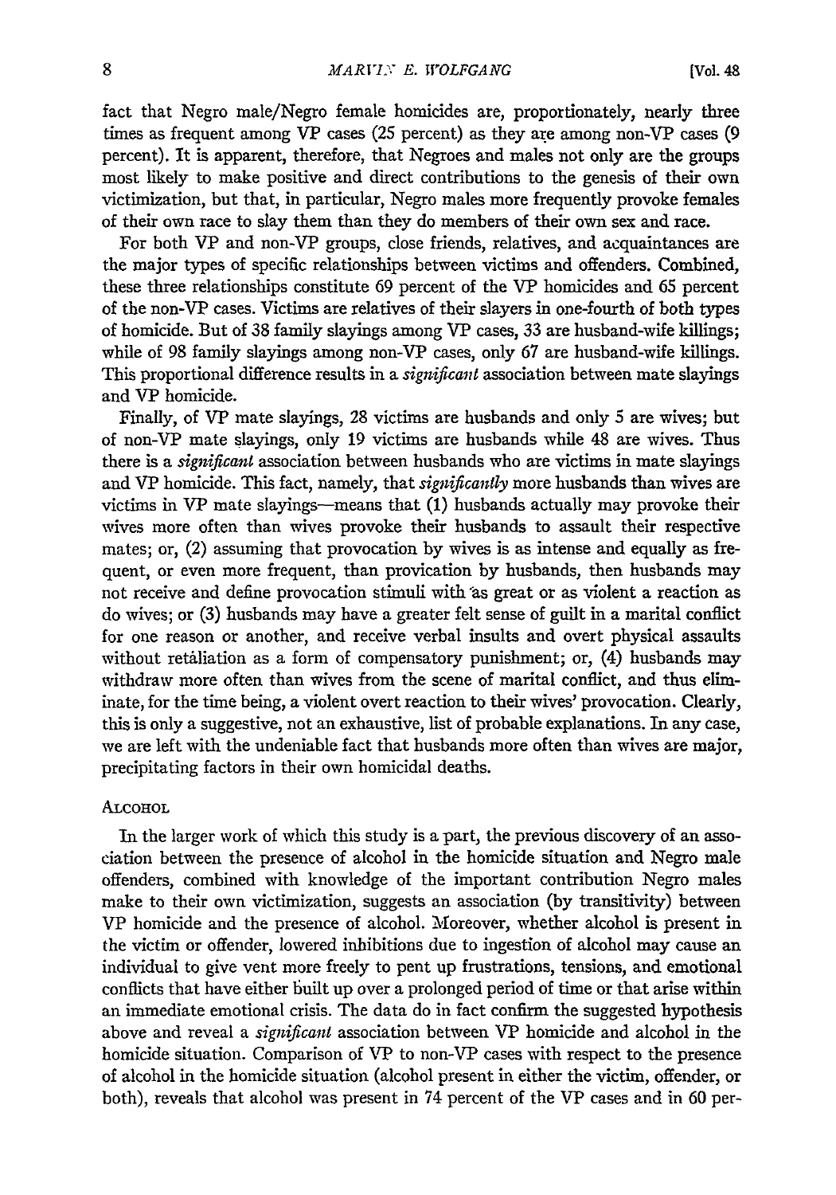fact that Negro male/Negro female homicides are, proportionately, nearly three times as frequent among VP cases (25 percent) as they are among non-VP cases (9 percent). It is apparent, therefore, that Negroes and males not only are the groups most likely to make positive and direct contributions to the genesis of their own victimization, but that, in particular, Negro males more frequently provoke females of their own race to slay them than they do members of their own sex and race.

For both VP and non-VP groups, close friends, relatives, and acquaintances are the major types of specific relationships between victims and offenders. Combined, these three relationships constitute 69 percent of the VP homicides and 65 percent of the non-VP cases. Victims are relatives of their slayers in one-fourth of both types of homicide. But of 38 family slayings among VP cases, 33 are husband-wife killings; while of 98 family slayings among non-VP cases, only 67 are husband-wife killings. This proportional difference results in a *significant* association between mate slayings and VP homicide.

Finally, of VP mate slayings, 28 victims are husbands and only 5 are wives; but of non-VP mate slayings, only 19 victims are husbands while 48 are wives. Thus there is a *significant* association between husbands who are victims in mate slayings and VP homicide. This fact, namely, that *significantly* more husbands than wives are victims in VP mate slayings—means that (1) husbands actually may provoke their wives more often than wives provoke their husbands to assault their respective mates; or, (2) assuming that provocation by wives is as intense and equally as frequent, or even more frequent, than provication by husbands, then husbands may not receive and define provocation stimuli with as great or as violent a reaction as do wives; or (3) husbands may have a greater felt sense of guilt in a marital conflict for one reason or another, and receive verbal insults and overt physical assaults without retaliation as a form of compensatory punishment; or, (4) husbands may withdraw more often than wives from the scene of marital conflict, and thus eliminate, for the time being, a violent overt reaction to their wives' provocation. Clearly, this is only a suggestive, not an exhaustive, list of probable explanations. In any case, we are left with the undeniable fact that husbands more often than wives are major, precipitating factors in their own homicidal deaths.

### Alcohol

In the larger work of which this study is a part, the previous discovery of an association between the presence of alcohol in the homicide situation and Negro male offenders, combined with knowledge of the important contribution Negro males make to their own victimization, suggests an association (by transitivity) between VP homicide and the presence of alcohol. Moreover, whether alcohol is present in the victim or offender, lowered inhibitions due to ingestion of alcohol may cause an individual to give vent more freely to pent up frustrations, tensions, and emotional conflicts that have either built up over a prolonged period of time or that arise within an immediate emotional crisis. The data do in fact confirm the suggested hypothesis above and reveal a *significant* association between VP homicide and alcohol in the homicide situation. Comparison of VP to non-VP cases with respect to the presence of alcohol in the homicide situation (alcohol present in either the victim, offender, or both), reveals that alcohol was present in 74 percent of the VP cases and in 60 per-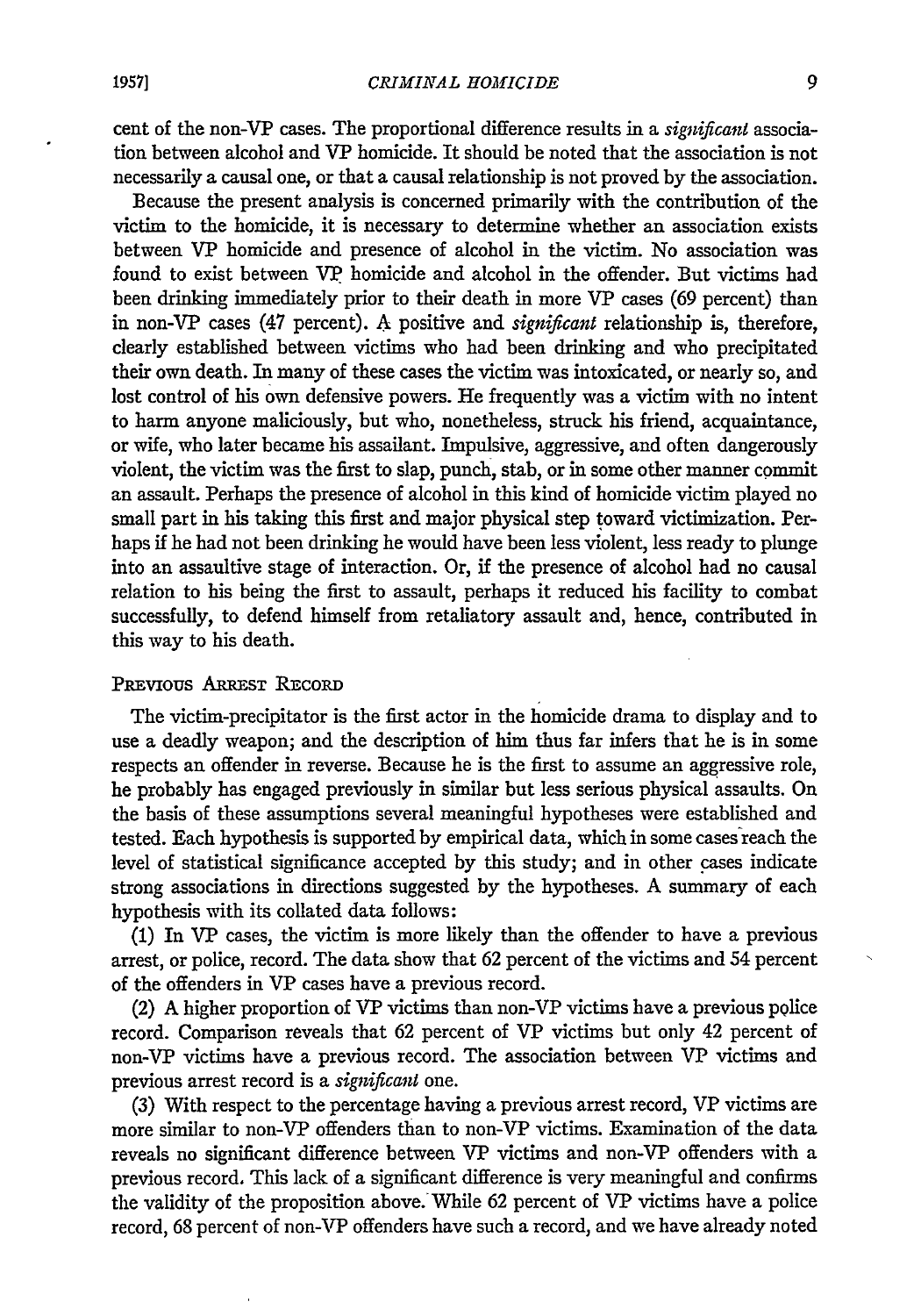cent of the non-VP cases. The proportional difference results in a *significant* association between alcohol and VP homicide. It should be noted that the association is not necessarily a causal one, or that a causal relationship is not proved by the association.

Because the present analysis is concerned primarily with the contribution of the victim to the homicide, it is necessary to determine whether an association exists between VP homicide and presence of alcohol in the victim. No association was found to exist between VP homicide and alcohol in the offender. But victims had been drinking immediately prior to their death in more VP cases (69 percent) than in non-VP cases (47 percent). A positive and *significant* relationship is, therefore, clearly established between victims who had been drinking and who precipitated their own death. In many of these cases the victim was intoxicated, or nearly so, and lost control of his own defensive powers. He frequently was a victim with no intent to harm anyone maliciously, but who, nonetheless, struck his friend, acquaintance, or wife, who later became his assailant. Impulsive, aggressive, and often dangerously violent, the victim was the first to slap, punch, stab, or in some other manner commit an assault. Perhaps the presence of alcohol in this kind of homicide victim played no small part in his taking this first and major physical step toward victimization. Perhaps if he had not been drinking he would have been less violent, less ready to plunge into an assaultive stage of interaction. Or, if the presence of alcohol had no causal relation to his being the first to assault, perhaps it reduced his facility to combat successfully, to defend himself from retaliatory assault and, hence, contributed in this way to his death.

### Previous Arrest Record

The victim-precipitator is the first actor in the homicide drama to display and to use a deadly weapon; and the description of him thus far infers that he is in some respects an offender in reverse. Because he is the first to assume an aggressive role, he probably has engaged previously in similar but less serious physical assaults. On the basis of these assumptions several meaningful hypotheses were established and tested. Each hypothesis is supported by empirical data, which in some cases reach the level of statistical significance accepted by this study; and in other cases indicate strong associations in directions suggested by the hypotheses. A summary of each hypothesis with its collated data follows:

(1) In VP cases, the victim is more likely than the offender to have a previous arrest, or police, record. The data show that 62 percent of the victims and 54 percent of the offenders in VP cases have a previous record.

(2) A higher proportion of VP victims than non-VP victims have a previous police record. Comparison reveals that 62 percent of VP victims but only 42 percent of non-VP victims have a previous record. The association between VP victims and previous arrest record is a *significant* one.

(3) With respect to the percentage having a previous arrest record, VP victims are more similar to non-VP offenders than to non-VP victims. Examination of the data reveals no significant difference between VP victims and non-VP offenders with a previous record. This lack of a significant difference is very meaningful and confirms the validity of the proposition above. While 62 percent of VP victims have a police record, 68 percent of non-VP offenders have such a record, and we have already noted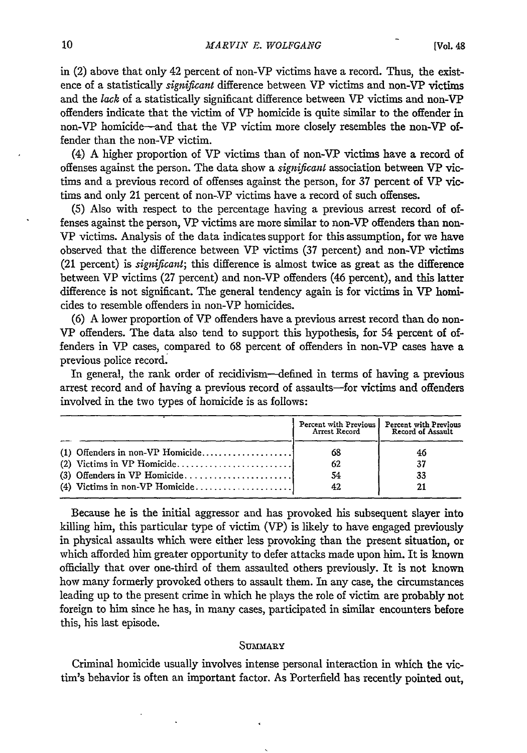in (2) above that only 42 percent of non-VP victims have a record. Thus, the existence of a statistically *significant* difference between VP victims and non-VP victims and the *lack* of a statistically significant difference between VP victims and non-VP offenders indicate that the victim of VP homicide is quite similar to the offender in non-VP homicide—and that the VP victim more closely resembles the non-VP offender than the non-VP victim.

(4) A higher proportion of VP victims than of non-VP victims have a record of offenses against the person. The data show a *significant* association between VP victims and a previous record of offenses against the person, for 37 percent of VP victims and only 21 percent of non-VP victims have a record of such offenses.

(5) Also with respect to the percentage having a previous arrest record of offenses against the person, VP victims are more similar to non-VP offenders than non-VP victims. Analysis of the data indicates support for this assumption, for we have observed that the difference between VP victims (37 percent) and non-VP victims (21 percent) is *significant*; this difference is almost twice as great as the difference between VP victims (27 percent) and non-VP offenders (46 percent), and this latter difference is not significant. The general tendency again is for victims in VP homicides to resemble offenders in non-VP homicides.

(6) A lower proportion of VP offenders have a previous arrest record than do non-VP offenders. The data also tend to support this hypothesis, for 54 percent of offenders in VP cases, compared to 68 percent of offenders in non-VP cases have a previous police record.

In general, the rank order of recidivism—defined in terms of having a previous arrest record and of having a previous record of assaults—for victims and offenders involved in the two types of homicide is as follows:

| | Percent with Previous Arrest Record | Percent with Previous Record of Assault |
|---|---|---|
| (1) Offenders in non-VP Homicide | 68 | 46 |
| (2) Victims in VP Homicide | 62 | 37 |
| (3) Offenders in VP Homicide | 54 | 33 |
| (4) Victims in non-VP Homicide | 42 | 21 |

Because he is the initial aggressor and has provoked his subsequent slayer into killing him, this particular type of victim (VP) is likely to have engaged previously in physical assaults which were either less provoking than the present situation, or which afforded him greater opportunity to defer attacks made upon him. It is known officially that over one-third of them assaulted others previously. It is not known how many formerly provoked others to assault them. In any case, the circumstances leading up to the present crime in which he plays the role of victim are probably not foreign to him since he has, in many cases, participated in similar encounters before this, his last episode.

## Summary

Criminal homicide usually involves intense personal interaction in which the victim's behavior is often an important factor. As Porterfield has recently pointed out,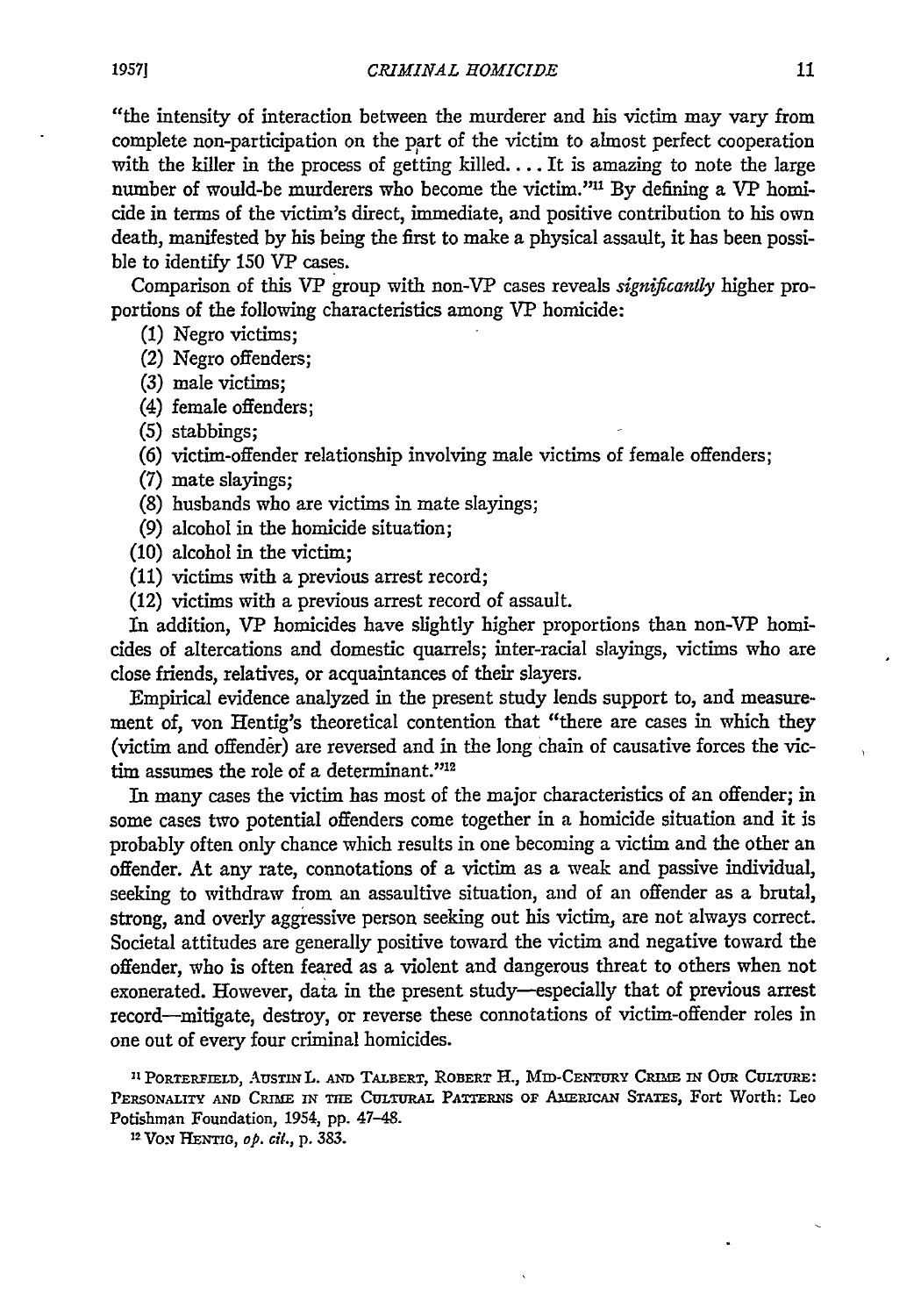"the intensity of interaction between the murderer and his victim may vary from complete non-participation on the part of the victim to almost perfect cooperation with the killer in the process of getting killed. . . . It is amazing to note the large number of would-be murderers who become the victim."[11] By defining a VP homicide in terms of the victim's direct, immediate, and positive contribution to his own death, manifested by his being the first to make a physical assault, it has been possible to identify 150 VP cases.

Comparison of this VP group with non-VP cases reveals *significantly* higher proportions of the following characteristics among VP homicide:

(1) Negro victims;
(2) Negro offenders;
(3) male victims;
(4) female offenders;
(5) stabbings;
(6) victim-offender relationship involving male victims of female offenders;
(7) mate slayings;
(8) husbands who are victims in mate slayings;
(9) alcohol in the homicide situation;
(10) alcohol in the victim;
(11) victims with a previous arrest record;
(12) victims with a previous arrest record of assault.

In addition, VP homicides have slightly higher proportions than non-VP homicides of altercations and domestic quarrels; inter-racial slayings, victims who are close friends, relatives, or acquaintances of their slayers.

Empirical evidence analyzed in the present study lends support to, and measurement of, von Hentig's theoretical contention that "there are cases in which they (victim and offender) are reversed and in the long chain of causative forces the victim assumes the role of a determinant."[12]

In many cases the victim has most of the major characteristics of an offender; in some cases two potential offenders come together in a homicide situation and it is probably often only chance which results in one becoming a victim and the other an offender. At any rate, connotations of a victim as a weak and passive individual, seeking to withdraw from an assaultive situation, and of an offender as a brutal, strong, and overly aggressive person seeking out his victim, are not always correct. Societal attitudes are generally positive toward the victim and negative toward the offender, who is often feared as a violent and dangerous threat to others when not exonerated. However, data in the present study—especially that of previous arrest record—mitigate, destroy, or reverse these connotations of victim-offender roles in one out of every four criminal homicides.

[11] Porterfield, Austin L. and Talbert, Robert H., Mid-Century Crime in Our Culture: Personality and Crime in the Cultural Patterns of American States, Fort Worth: Leo Potishman Foundation, 1954, pp. 47–48.

[12] Von Hentig, *op. cit.*, p. 383.